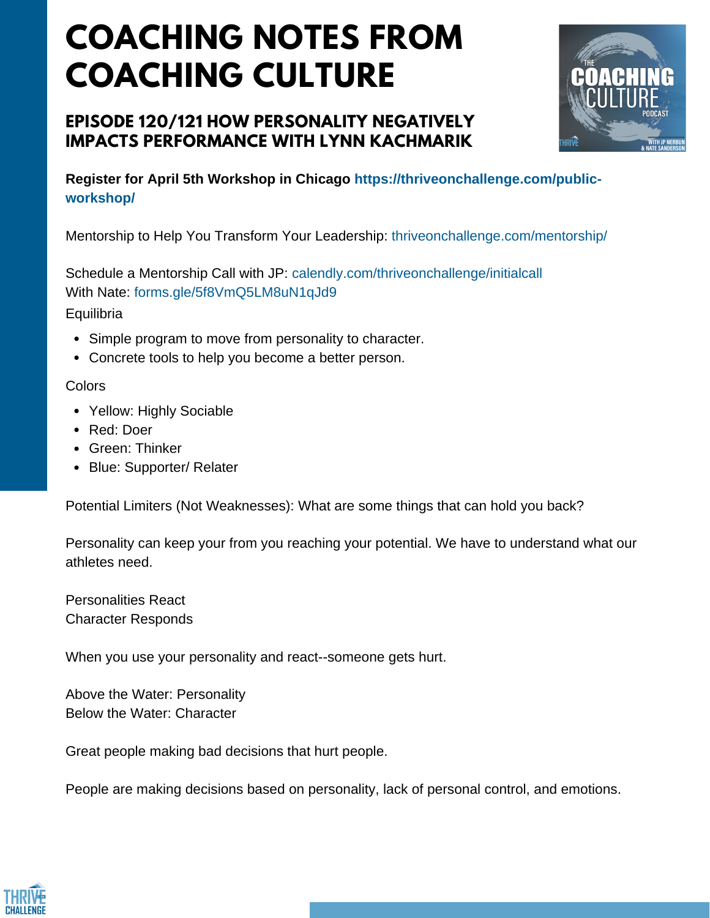# COACHING NOTES FROM COACHING CULTURE

## EPISODE 120/121 HOW PERSONALITY NEGATIVELY IMPACTS PERFORMANCE WITH LYNN KACHMARIK

**Register for April 5th Workshop in Chicago https://thriveonchallenge.com/public-workshop/**

Mentorship to Help You Transform Your Leadership: thriveonchallenge.com/mentorship/

Schedule a Mentorship Call with JP: calendly.com/thriveonchallenge/initialcall
With Nate: forms.gle/5f8VmQ5LM8uN1qJd9

Equilibria

- Simple program to move from personality to character.
- Concrete tools to help you become a better person.

Colors

- Yellow: Highly Sociable
- Red: Doer
- Green: Thinker
- Blue: Supporter/ Relater

Potential Limiters (Not Weaknesses): What are some things that can hold you back?

Personality can keep your from you reaching your potential. We have to understand what our athletes need.

Personalities React
Character Responds

When you use your personality and react--someone gets hurt.

Above the Water: Personality
Below the Water: Character

Great people making bad decisions that hurt people.

People are making decisions based on personality, lack of personal control, and emotions.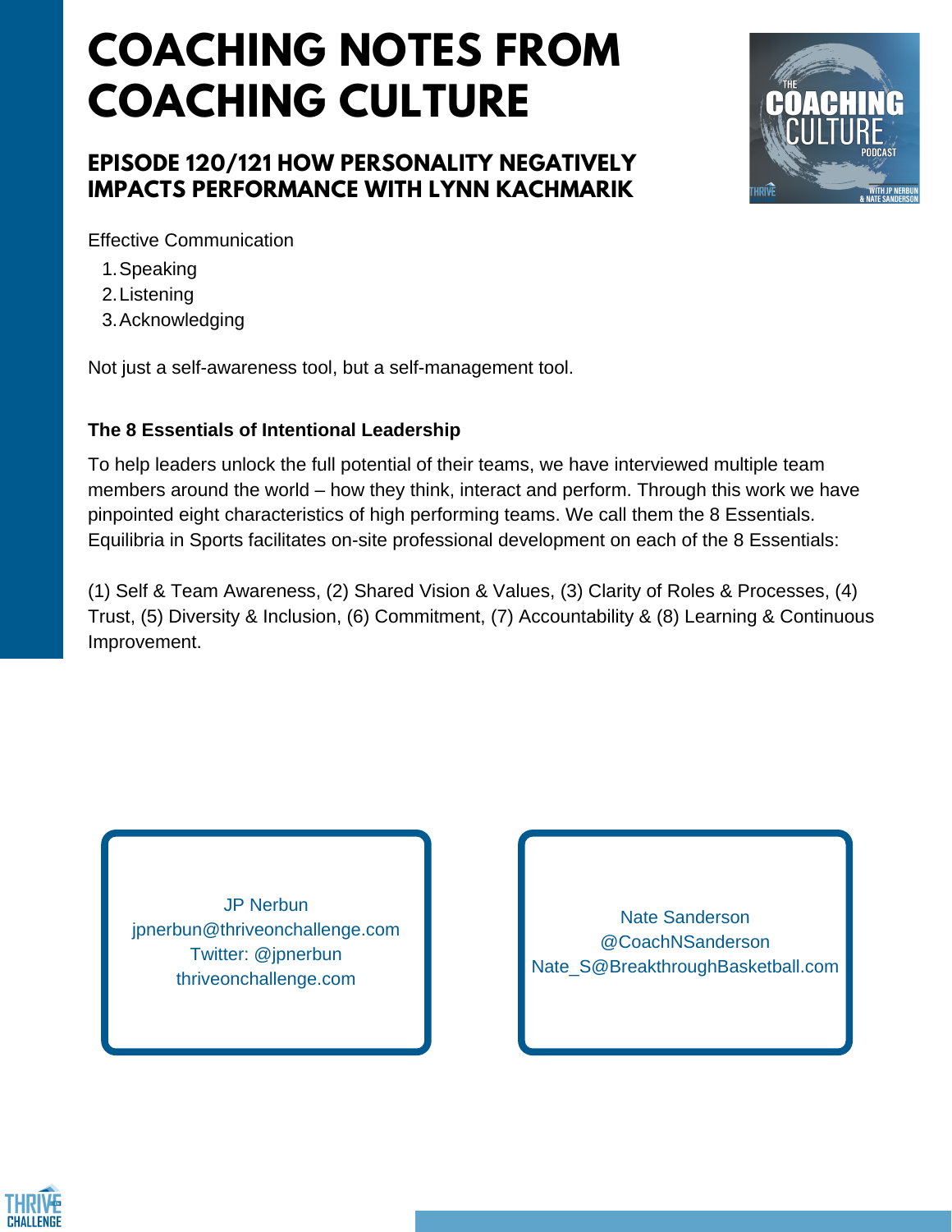# COACHING NOTES FROM COACHING CULTURE

## EPISODE 120/121 HOW PERSONALITY NEGATIVELY IMPACTS PERFORMANCE WITH LYNN KACHMARIK

Effective Communication

1. Speaking
2. Listening
3. Acknowledging

Not just a self-awareness tool, but a self-management tool.

**The 8 Essentials of Intentional Leadership**

To help leaders unlock the full potential of their teams, we have interviewed multiple team members around the world – how they think, interact and perform. Through this work we have pinpointed eight characteristics of high performing teams. We call them the 8 Essentials. Equilibria in Sports facilitates on-site professional development on each of the 8 Essentials:

(1) Self & Team Awareness, (2) Shared Vision & Values, (3) Clarity of Roles & Processes, (4) Trust, (5) Diversity & Inclusion, (6) Commitment, (7) Accountability & (8) Learning & Continuous Improvement.

JP Nerbun
jpnerbun@thriveonchallenge.com
Twitter: @jpnerbun
thriveonchallenge.com

Nate Sanderson
@CoachNSanderson
Nate_S@BreakthroughBasketball.com